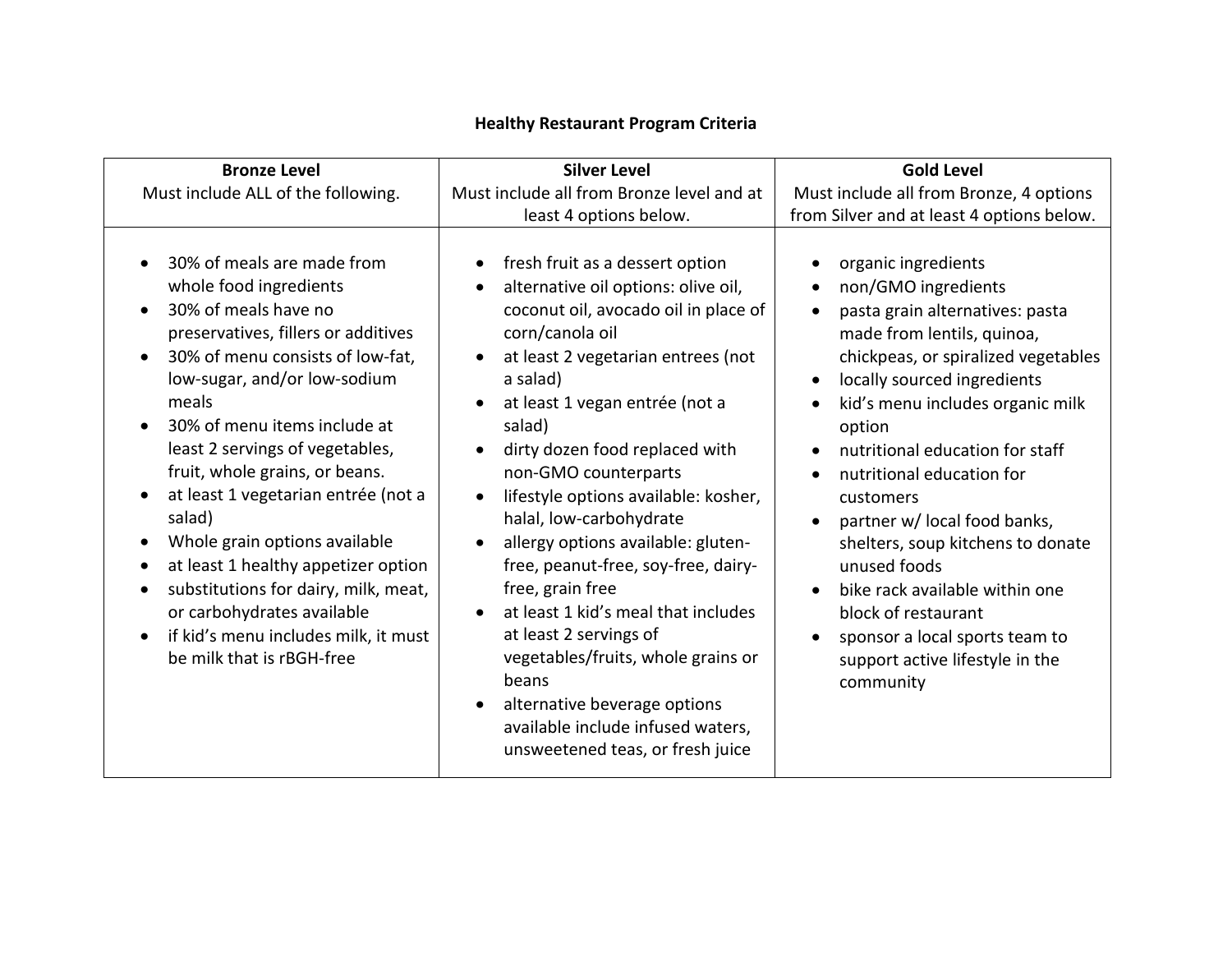# Healthy Restaurant Program Criteria

| **Bronze Level**<br>Must include ALL of the following. | **Silver Level**<br>Must include all from Bronze level and at least 4 options below. | **Gold Level**<br>Must include all from Bronze, 4 options from Silver and at least 4 options below. |
|---|---|---|
| • 30% of meals are made from whole food ingredients<br>• 30% of meals have no preservatives, fillers or additives<br>• 30% of menu consists of low-fat, low-sugar, and/or low-sodium meals<br>• 30% of menu items include at least 2 servings of vegetables, fruit, whole grains, or beans.<br>• at least 1 vegetarian entrée (not a salad)<br>• Whole grain options available<br>• at least 1 healthy appetizer option<br>• substitutions for dairy, milk, meat, or carbohydrates available<br>• if kid's menu includes milk, it must be milk that is rBGH-free | • fresh fruit as a dessert option<br>• alternative oil options: olive oil, coconut oil, avocado oil in place of corn/canola oil<br>• at least 2 vegetarian entrees (not a salad)<br>• at least 1 vegan entrée (not a salad)<br>• dirty dozen food replaced with non-GMO counterparts<br>• lifestyle options available: kosher, halal, low-carbohydrate<br>• allergy options available: gluten-free, peanut-free, soy-free, dairy-free, grain free<br>• at least 1 kid's meal that includes at least 2 servings of vegetables/fruits, whole grains or beans<br>• alternative beverage options available include infused waters, unsweetened teas, or fresh juice | • organic ingredients<br>• non/GMO ingredients<br>• pasta grain alternatives: pasta made from lentils, quinoa, chickpeas, or spiralized vegetables<br>• locally sourced ingredients<br>• kid's menu includes organic milk option<br>• nutritional education for staff<br>• nutritional education for customers<br>• partner w/ local food banks, shelters, soup kitchens to donate unused foods<br>• bike rack available within one block of restaurant<br>• sponsor a local sports team to support active lifestyle in the community |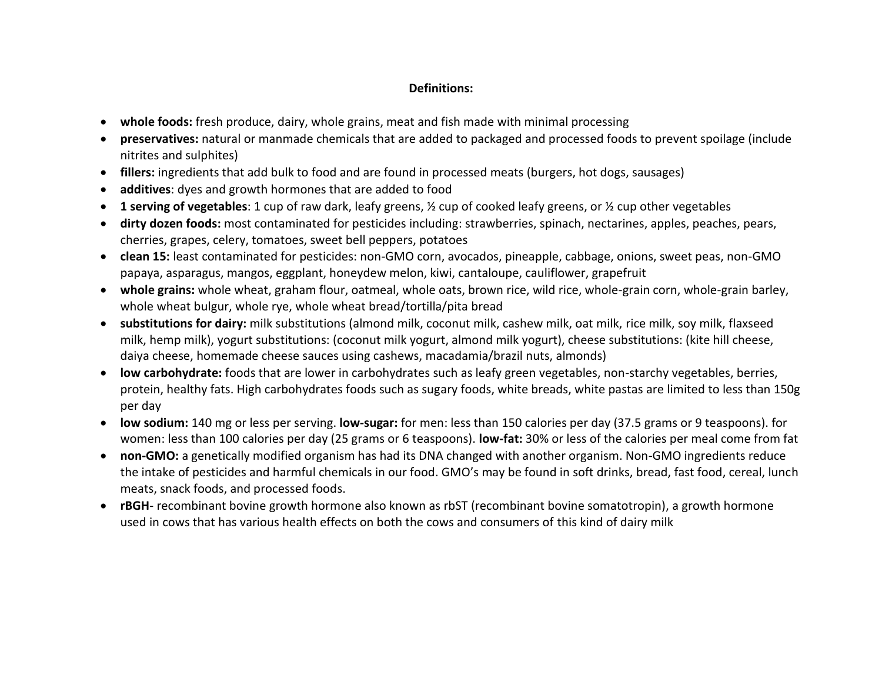**Definitions:**

- **whole foods:** fresh produce, dairy, whole grains, meat and fish made with minimal processing
- **preservatives:** natural or manmade chemicals that are added to packaged and processed foods to prevent spoilage (include nitrites and sulphites)
- **fillers:** ingredients that add bulk to food and are found in processed meats (burgers, hot dogs, sausages)
- **additives**: dyes and growth hormones that are added to food
- **1 serving of vegetables**: 1 cup of raw dark, leafy greens, ½ cup of cooked leafy greens, or ½ cup other vegetables
- **dirty dozen foods:** most contaminated for pesticides including: strawberries, spinach, nectarines, apples, peaches, pears, cherries, grapes, celery, tomatoes, sweet bell peppers, potatoes
- **clean 15:** least contaminated for pesticides: non-GMO corn, avocados, pineapple, cabbage, onions, sweet peas, non-GMO papaya, asparagus, mangos, eggplant, honeydew melon, kiwi, cantaloupe, cauliflower, grapefruit
- **whole grains:** whole wheat, graham flour, oatmeal, whole oats, brown rice, wild rice, whole-grain corn, whole-grain barley, whole wheat bulgur, whole rye, whole wheat bread/tortilla/pita bread
- **substitutions for dairy:** milk substitutions (almond milk, coconut milk, cashew milk, oat milk, rice milk, soy milk, flaxseed milk, hemp milk), yogurt substitutions: (coconut milk yogurt, almond milk yogurt), cheese substitutions: (kite hill cheese, daiya cheese, homemade cheese sauces using cashews, macadamia/brazil nuts, almonds)
- **low carbohydrate:** foods that are lower in carbohydrates such as leafy green vegetables, non-starchy vegetables, berries, protein, healthy fats. High carbohydrates foods such as sugary foods, white breads, white pastas are limited to less than 150g per day
- **low sodium:** 140 mg or less per serving. **low-sugar:** for men: less than 150 calories per day (37.5 grams or 9 teaspoons). for women: less than 100 calories per day (25 grams or 6 teaspoons). **low-fat:** 30% or less of the calories per meal come from fat
- **non-GMO:** a genetically modified organism has had its DNA changed with another organism. Non-GMO ingredients reduce the intake of pesticides and harmful chemicals in our food. GMO's may be found in soft drinks, bread, fast food, cereal, lunch meats, snack foods, and processed foods.
- **rBGH**- recombinant bovine growth hormone also known as rbST (recombinant bovine somatotropin), a growth hormone used in cows that has various health effects on both the cows and consumers of this kind of dairy milk